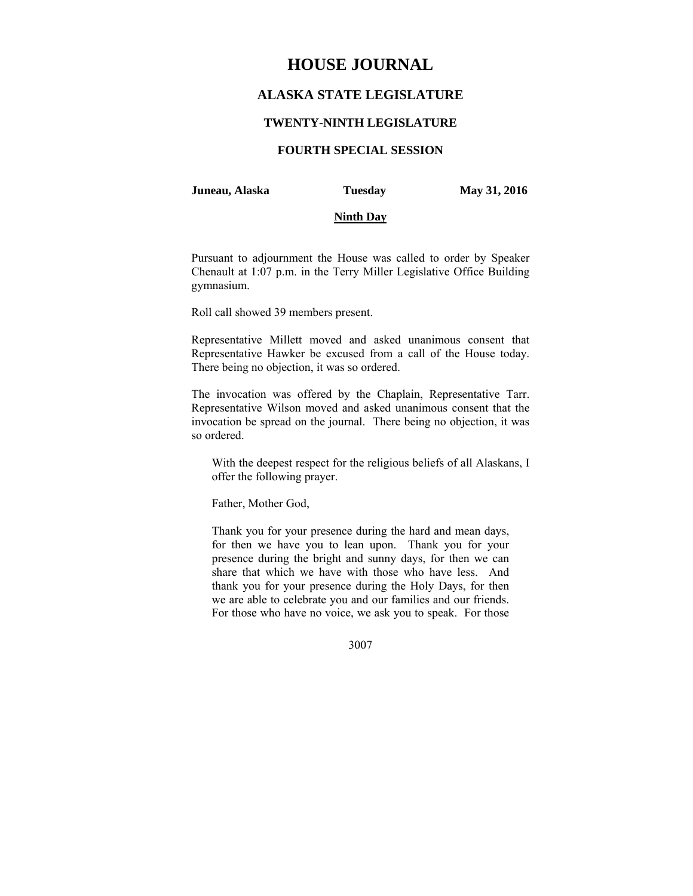# HOUSE JOURNAL

## ALASKA STATE LEGISLATURE

### TWENTY-NINTH LEGISLATURE

### FOURTH SPECIAL SESSION

**Juneau, Alaska** **Tuesday** **May 31, 2016**

**Ninth Day**

Pursuant to adjournment the House was called to order by Speaker Chenault at 1:07 p.m. in the Terry Miller Legislative Office Building gymnasium.

Roll call showed 39 members present.

Representative Millett moved and asked unanimous consent that Representative Hawker be excused from a call of the House today. There being no objection, it was so ordered.

The invocation was offered by the Chaplain, Representative Tarr. Representative Wilson moved and asked unanimous consent that the invocation be spread on the journal. There being no objection, it was so ordered.

> With the deepest respect for the religious beliefs of all Alaskans, I offer the following prayer.
>
> Father, Mother God,
>
> Thank you for your presence during the hard and mean days, for then we have you to lean upon. Thank you for your presence during the bright and sunny days, for then we can share that which we have with those who have less. And thank you for your presence during the Holy Days, for then we are able to celebrate you and our families and our friends. For those who have no voice, we ask you to speak. For those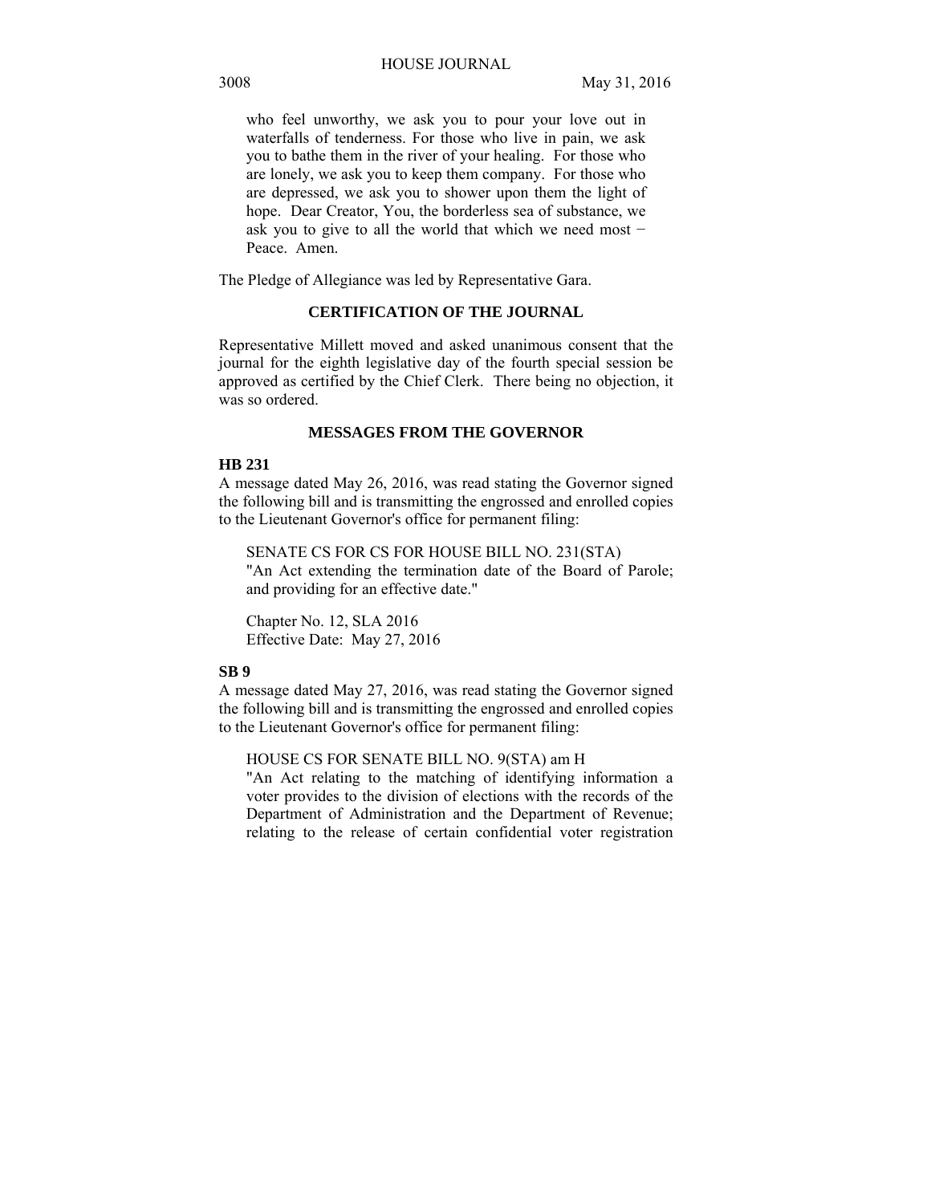who feel unworthy, we ask you to pour your love out in waterfalls of tenderness. For those who live in pain, we ask you to bathe them in the river of your healing. For those who are lonely, we ask you to keep them company. For those who are depressed, we ask you to shower upon them the light of hope. Dear Creator, You, the borderless sea of substance, we ask you to give to all the world that which we need most − Peace. Amen.

The Pledge of Allegiance was led by Representative Gara.

## CERTIFICATION OF THE JOURNAL

Representative Millett moved and asked unanimous consent that the journal for the eighth legislative day of the fourth special session be approved as certified by the Chief Clerk. There being no objection, it was so ordered.

## MESSAGES FROM THE GOVERNOR

**HB 231**

A message dated May 26, 2016, was read stating the Governor signed the following bill and is transmitting the engrossed and enrolled copies to the Lieutenant Governor's office for permanent filing:

SENATE CS FOR CS FOR HOUSE BILL NO. 231(STA)
"An Act extending the termination date of the Board of Parole; and providing for an effective date."

Chapter No. 12, SLA 2016
Effective Date: May 27, 2016

**SB 9**

A message dated May 27, 2016, was read stating the Governor signed the following bill and is transmitting the engrossed and enrolled copies to the Lieutenant Governor's office for permanent filing:

HOUSE CS FOR SENATE BILL NO. 9(STA) am H
"An Act relating to the matching of identifying information a voter provides to the division of elections with the records of the Department of Administration and the Department of Revenue; relating to the release of certain confidential voter registration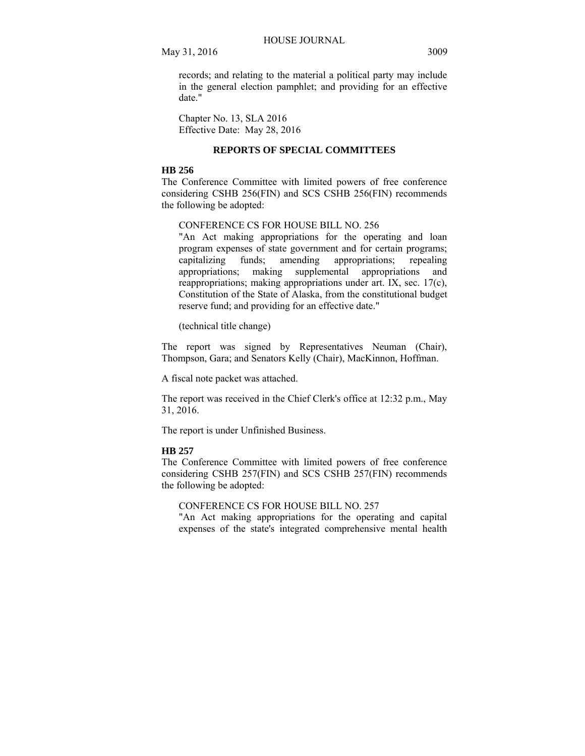records; and relating to the material a political party may include in the general election pamphlet; and providing for an effective date."

Chapter No. 13, SLA 2016
Effective Date: May 28, 2016

## REPORTS OF SPECIAL COMMITTEES

**HB 256**

The Conference Committee with limited powers of free conference considering CSHB 256(FIN) and SCS CSHB 256(FIN) recommends the following be adopted:

CONFERENCE CS FOR HOUSE BILL NO. 256
"An Act making appropriations for the operating and loan program expenses of state government and for certain programs; capitalizing funds; amending appropriations; repealing appropriations; making supplemental appropriations and reappropriations; making appropriations under art. IX, sec. 17(c), Constitution of the State of Alaska, from the constitutional budget reserve fund; and providing for an effective date."

(technical title change)

The report was signed by Representatives Neuman (Chair), Thompson, Gara; and Senators Kelly (Chair), MacKinnon, Hoffman.

A fiscal note packet was attached.

The report was received in the Chief Clerk's office at 12:32 p.m., May 31, 2016.

The report is under Unfinished Business.

**HB 257**

The Conference Committee with limited powers of free conference considering CSHB 257(FIN) and SCS CSHB 257(FIN) recommends the following be adopted:

CONFERENCE CS FOR HOUSE BILL NO. 257
"An Act making appropriations for the operating and capital expenses of the state's integrated comprehensive mental health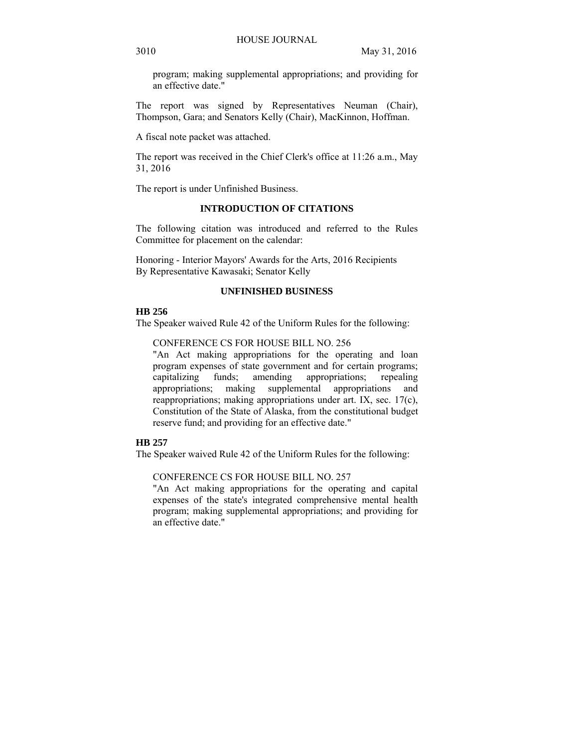program; making supplemental appropriations; and providing for an effective date."

The report was signed by Representatives Neuman (Chair), Thompson, Gara; and Senators Kelly (Chair), MacKinnon, Hoffman.

A fiscal note packet was attached.

The report was received in the Chief Clerk's office at 11:26 a.m., May 31, 2016

The report is under Unfinished Business.

## INTRODUCTION OF CITATIONS

The following citation was introduced and referred to the Rules Committee for placement on the calendar:

Honoring - Interior Mayors' Awards for the Arts, 2016 Recipients
By Representative Kawasaki; Senator Kelly

## UNFINISHED BUSINESS

**HB 256**

The Speaker waived Rule 42 of the Uniform Rules for the following:

CONFERENCE CS FOR HOUSE BILL NO. 256
"An Act making appropriations for the operating and loan program expenses of state government and for certain programs; capitalizing funds; amending appropriations; repealing appropriations; making supplemental appropriations and reappropriations; making appropriations under art. IX, sec. 17(c), Constitution of the State of Alaska, from the constitutional budget reserve fund; and providing for an effective date."

**HB 257**

The Speaker waived Rule 42 of the Uniform Rules for the following:

CONFERENCE CS FOR HOUSE BILL NO. 257
"An Act making appropriations for the operating and capital expenses of the state's integrated comprehensive mental health program; making supplemental appropriations; and providing for an effective date."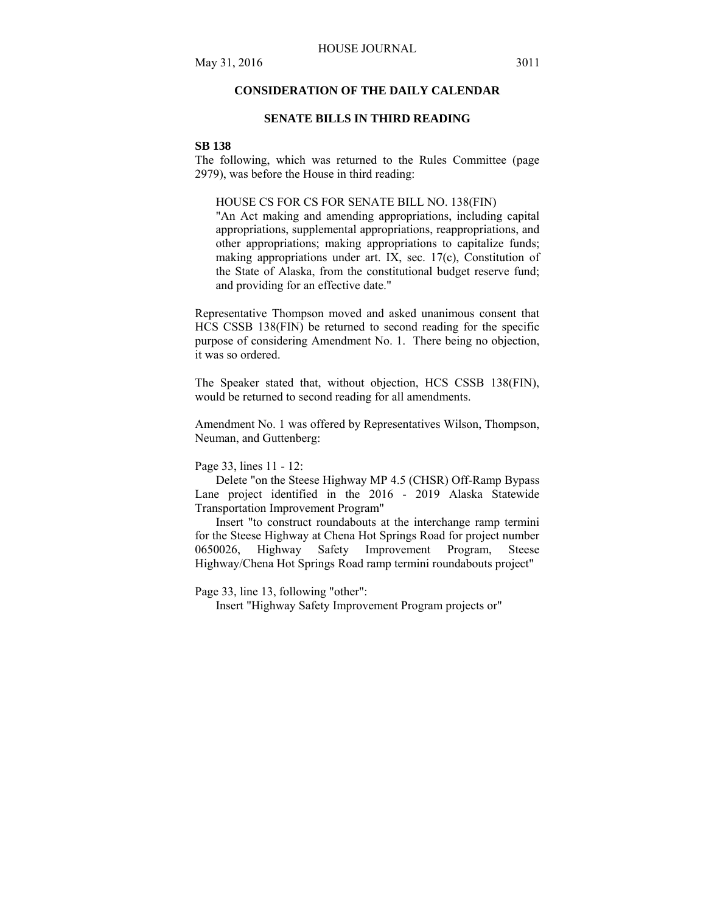## CONSIDERATION OF THE DAILY CALENDAR

## SENATE BILLS IN THIRD READING

**SB 138**

The following, which was returned to the Rules Committee (page 2979), was before the House in third reading:

> HOUSE CS FOR CS FOR SENATE BILL NO. 138(FIN)
> "An Act making and amending appropriations, including capital appropriations, supplemental appropriations, reappropriations, and other appropriations; making appropriations to capitalize funds; making appropriations under art. IX, sec. 17(c), Constitution of the State of Alaska, from the constitutional budget reserve fund; and providing for an effective date."

Representative Thompson moved and asked unanimous consent that HCS CSSB 138(FIN) be returned to second reading for the specific purpose of considering Amendment No. 1. There being no objection, it was so ordered.

The Speaker stated that, without objection, HCS CSSB 138(FIN), would be returned to second reading for all amendments.

Amendment No. 1 was offered by Representatives Wilson, Thompson, Neuman, and Guttenberg:

Page 33, lines 11 - 12:

Delete "on the Steese Highway MP 4.5 (CHSR) Off-Ramp Bypass Lane project identified in the 2016 - 2019 Alaska Statewide Transportation Improvement Program"

Insert "to construct roundabouts at the interchange ramp termini for the Steese Highway at Chena Hot Springs Road for project number 0650026, Highway Safety Improvement Program, Steese Highway/Chena Hot Springs Road ramp termini roundabouts project"

Page 33, line 13, following "other":

Insert "Highway Safety Improvement Program projects or"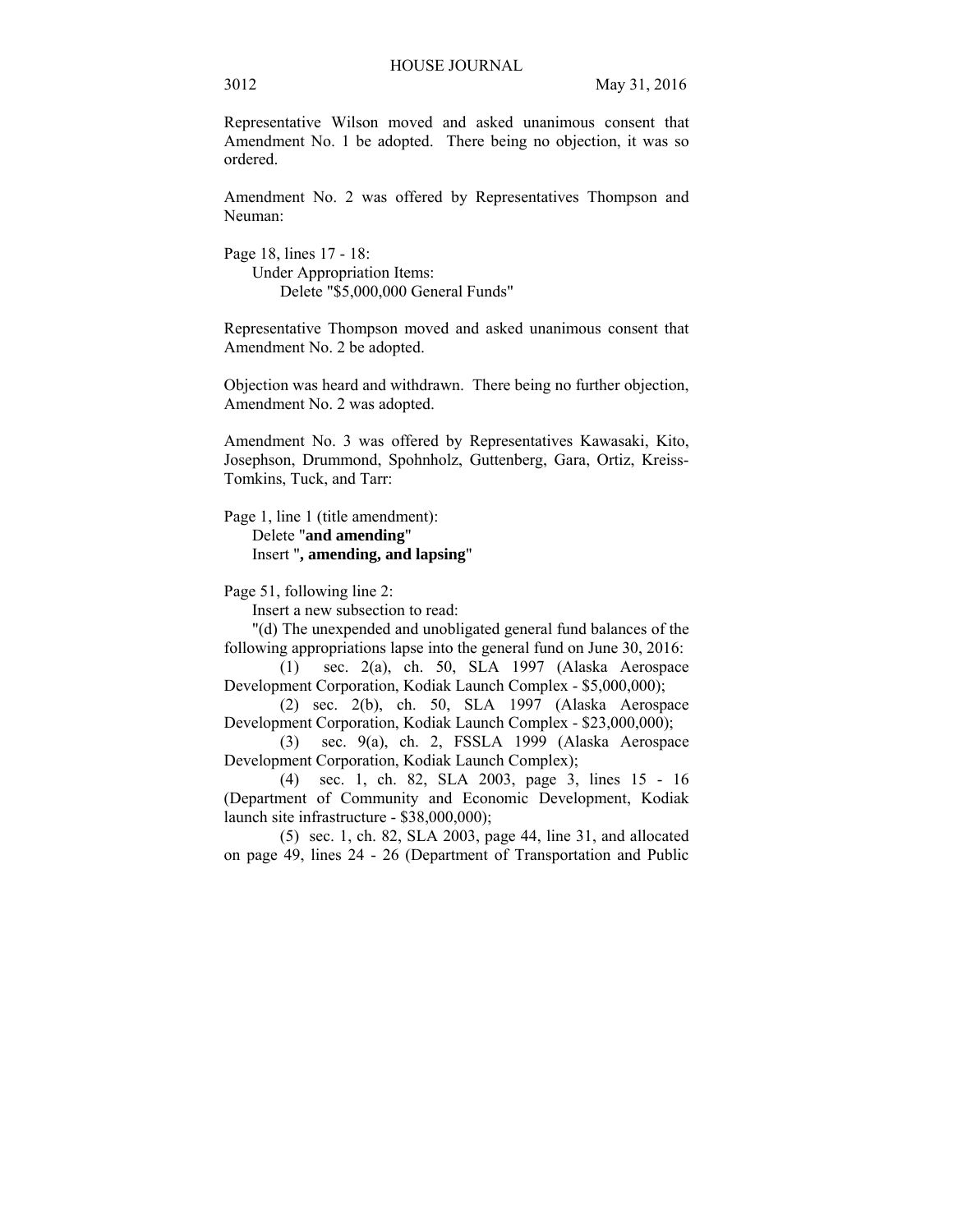Representative Wilson moved and asked unanimous consent that Amendment No. 1 be adopted. There being no objection, it was so ordered.

Amendment No. 2 was offered by Representatives Thompson and Neuman:

Page 18, lines 17 - 18:
  Under Appropriation Items:
    Delete "$5,000,000 General Funds"

Representative Thompson moved and asked unanimous consent that Amendment No. 2 be adopted.

Objection was heard and withdrawn. There being no further objection, Amendment No. 2 was adopted.

Amendment No. 3 was offered by Representatives Kawasaki, Kito, Josephson, Drummond, Spohnholz, Guttenberg, Gara, Ortiz, Kreiss-Tomkins, Tuck, and Tarr:

Page 1, line 1 (title amendment):
  Delete "**and amending**"
  Insert "**, amending, and lapsing**"

Page 51, following line 2:
  Insert a new subsection to read:

  "(d) The unexpended and unobligated general fund balances of the following appropriations lapse into the general fund on June 30, 2016:

    (1) sec. 2(a), ch. 50, SLA 1997 (Alaska Aerospace Development Corporation, Kodiak Launch Complex - $5,000,000);

    (2) sec. 2(b), ch. 50, SLA 1997 (Alaska Aerospace Development Corporation, Kodiak Launch Complex - $23,000,000);

    (3) sec. 9(a), ch. 2, FSSLA 1999 (Alaska Aerospace Development Corporation, Kodiak Launch Complex);

    (4) sec. 1, ch. 82, SLA 2003, page 3, lines 15 - 16 (Department of Community and Economic Development, Kodiak launch site infrastructure - $38,000,000);

    (5) sec. 1, ch. 82, SLA 2003, page 44, line 31, and allocated on page 49, lines 24 - 26 (Department of Transportation and Public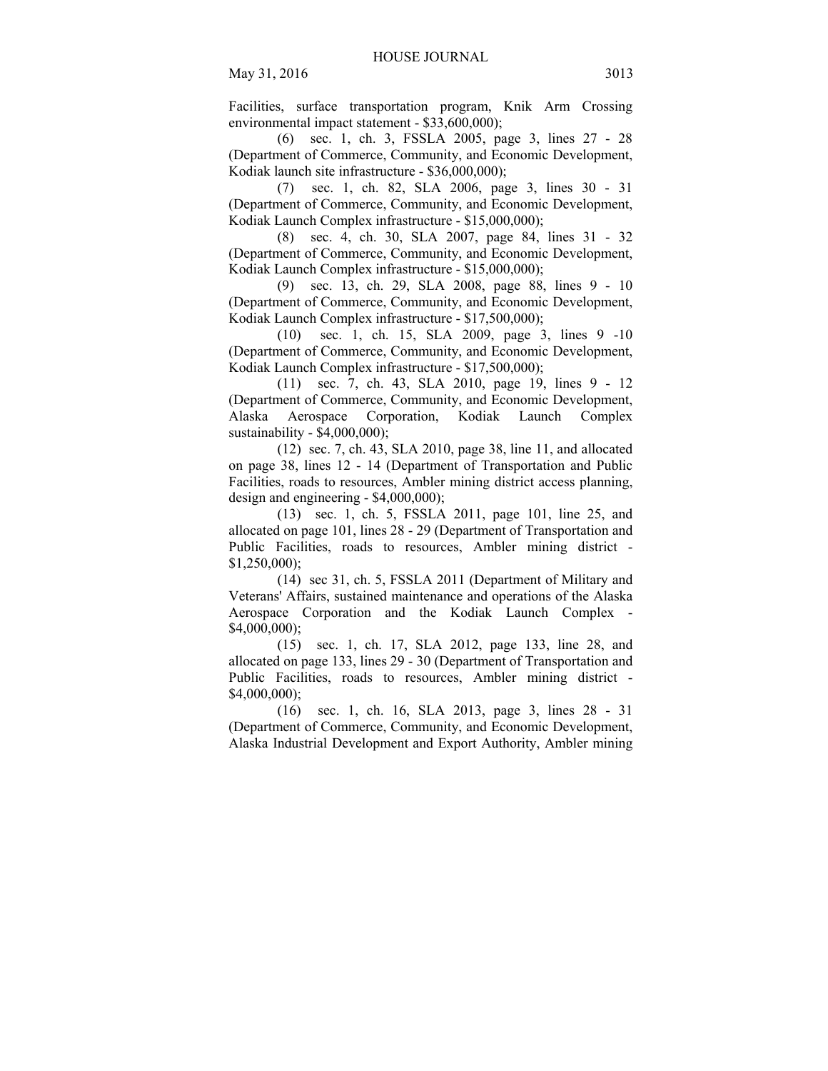Facilities, surface transportation program, Knik Arm Crossing environmental impact statement - $33,600,000);

(6) sec. 1, ch. 3, FSSLA 2005, page 3, lines 27 - 28 (Department of Commerce, Community, and Economic Development, Kodiak launch site infrastructure - $36,000,000);

(7) sec. 1, ch. 82, SLA 2006, page 3, lines 30 - 31 (Department of Commerce, Community, and Economic Development, Kodiak Launch Complex infrastructure - $15,000,000);

(8) sec. 4, ch. 30, SLA 2007, page 84, lines 31 - 32 (Department of Commerce, Community, and Economic Development, Kodiak Launch Complex infrastructure - $15,000,000);

(9) sec. 13, ch. 29, SLA 2008, page 88, lines 9 - 10 (Department of Commerce, Community, and Economic Development, Kodiak Launch Complex infrastructure - $17,500,000);

(10) sec. 1, ch. 15, SLA 2009, page 3, lines 9 -10 (Department of Commerce, Community, and Economic Development, Kodiak Launch Complex infrastructure - $17,500,000);

(11) sec. 7, ch. 43, SLA 2010, page 19, lines 9 - 12 (Department of Commerce, Community, and Economic Development, Alaska Aerospace Corporation, Kodiak Launch Complex sustainability - $4,000,000);

(12) sec. 7, ch. 43, SLA 2010, page 38, line 11, and allocated on page 38, lines 12 - 14 (Department of Transportation and Public Facilities, roads to resources, Ambler mining district access planning, design and engineering - $4,000,000);

(13) sec. 1, ch. 5, FSSLA 2011, page 101, line 25, and allocated on page 101, lines 28 - 29 (Department of Transportation and Public Facilities, roads to resources, Ambler mining district - $1,250,000);

(14) sec 31, ch. 5, FSSLA 2011 (Department of Military and Veterans' Affairs, sustained maintenance and operations of the Alaska Aerospace Corporation and the Kodiak Launch Complex - $4,000,000);

(15) sec. 1, ch. 17, SLA 2012, page 133, line 28, and allocated on page 133, lines 29 - 30 (Department of Transportation and Public Facilities, roads to resources, Ambler mining district - $4,000,000);

(16) sec. 1, ch. 16, SLA 2013, page 3, lines 28 - 31 (Department of Commerce, Community, and Economic Development, Alaska Industrial Development and Export Authority, Ambler mining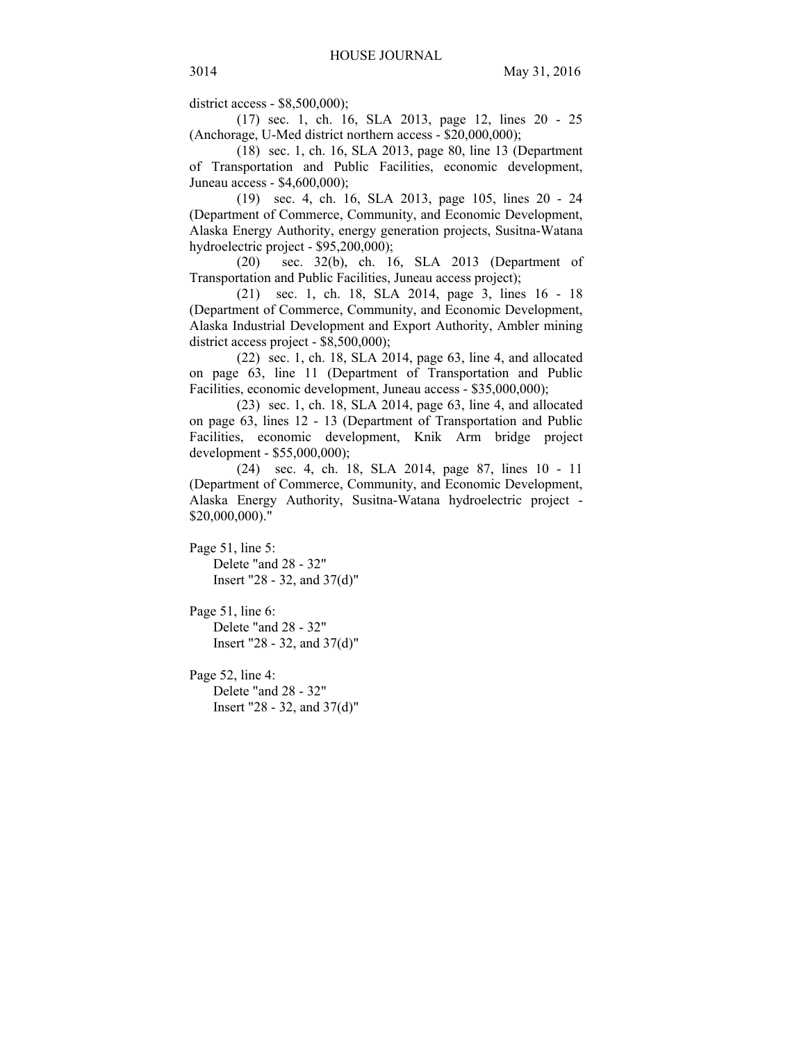district access - $8,500,000);

(17) sec. 1, ch. 16, SLA 2013, page 12, lines 20 - 25 (Anchorage, U-Med district northern access - $20,000,000);

(18) sec. 1, ch. 16, SLA 2013, page 80, line 13 (Department of Transportation and Public Facilities, economic development, Juneau access - $4,600,000);

(19) sec. 4, ch. 16, SLA 2013, page 105, lines 20 - 24 (Department of Commerce, Community, and Economic Development, Alaska Energy Authority, energy generation projects, Susitna-Watana hydroelectric project - $95,200,000);

(20) sec. 32(b), ch. 16, SLA 2013 (Department of Transportation and Public Facilities, Juneau access project);

(21) sec. 1, ch. 18, SLA 2014, page 3, lines 16 - 18 (Department of Commerce, Community, and Economic Development, Alaska Industrial Development and Export Authority, Ambler mining district access project - $8,500,000);

(22) sec. 1, ch. 18, SLA 2014, page 63, line 4, and allocated on page 63, line 11 (Department of Transportation and Public Facilities, economic development, Juneau access - $35,000,000);

(23) sec. 1, ch. 18, SLA 2014, page 63, line 4, and allocated on page 63, lines 12 - 13 (Department of Transportation and Public Facilities, economic development, Knik Arm bridge project development - $55,000,000);

(24) sec. 4, ch. 18, SLA 2014, page 87, lines 10 - 11 (Department of Commerce, Community, and Economic Development, Alaska Energy Authority, Susitna-Watana hydroelectric project - $20,000,000)."

Page 51, line 5:
Delete "and 28 - 32"
Insert "28 - 32, and 37(d)"

Page 51, line 6:
Delete "and 28 - 32"
Insert "28 - 32, and 37(d)"

Page 52, line 4:
Delete "and 28 - 32"
Insert "28 - 32, and 37(d)"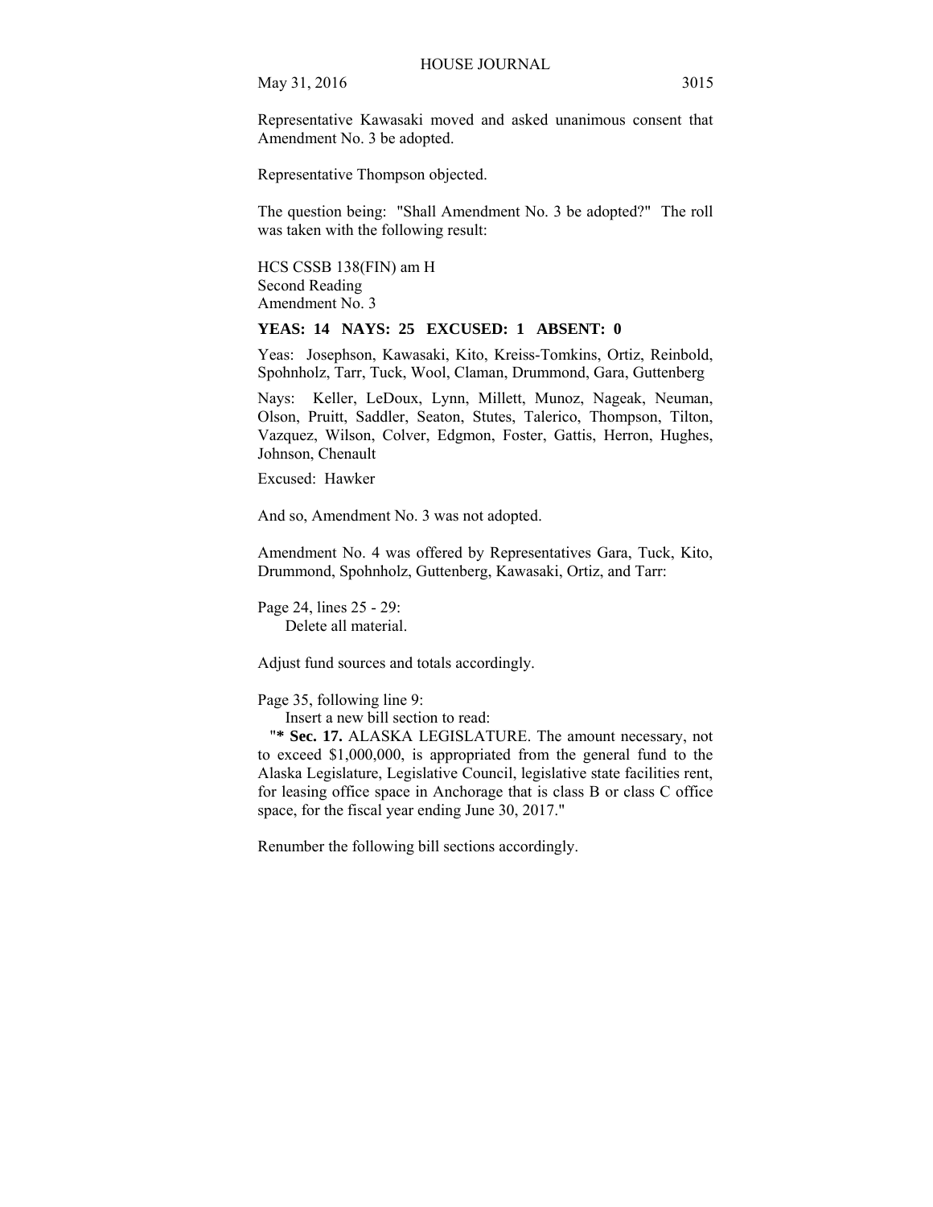Representative Kawasaki moved and asked unanimous consent that Amendment No. 3 be adopted.

Representative Thompson objected.

The question being: "Shall Amendment No. 3 be adopted?" The roll was taken with the following result:

HCS CSSB 138(FIN) am H
Second Reading
Amendment No. 3

**YEAS: 14 NAYS: 25 EXCUSED: 1 ABSENT: 0**

Yeas: Josephson, Kawasaki, Kito, Kreiss-Tomkins, Ortiz, Reinbold, Spohnholz, Tarr, Tuck, Wool, Claman, Drummond, Gara, Guttenberg

Nays: Keller, LeDoux, Lynn, Millett, Munoz, Nageak, Neuman, Olson, Pruitt, Saddler, Seaton, Stutes, Talerico, Thompson, Tilton, Vazquez, Wilson, Colver, Edgmon, Foster, Gattis, Herron, Hughes, Johnson, Chenault

Excused: Hawker

And so, Amendment No. 3 was not adopted.

Amendment No. 4 was offered by Representatives Gara, Tuck, Kito, Drummond, Spohnholz, Guttenberg, Kawasaki, Ortiz, and Tarr:

Page 24, lines 25 - 29:
Delete all material.

Adjust fund sources and totals accordingly.

Page 35, following line 9:
Insert a new bill section to read:
"**\* Sec. 17.** ALASKA LEGISLATURE. The amount necessary, not to exceed $1,000,000, is appropriated from the general fund to the Alaska Legislature, Legislative Council, legislative state facilities rent, for leasing office space in Anchorage that is class B or class C office space, for the fiscal year ending June 30, 2017."

Renumber the following bill sections accordingly.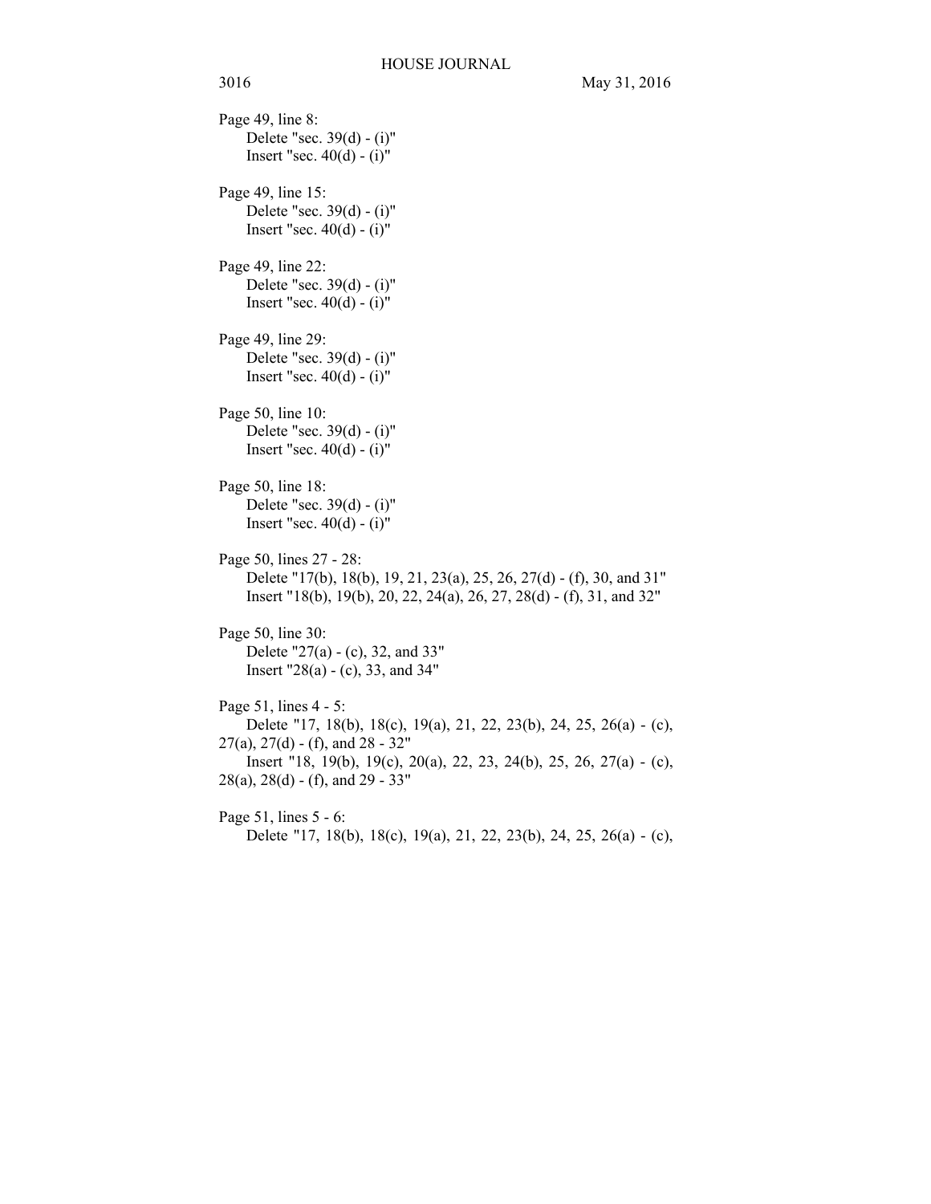Page 49, line 8:

Delete "sec. 39(d) - (i)"
Insert "sec. 40(d) - (i)"

Page 49, line 15:

Delete "sec. 39(d) - (i)"
Insert "sec. 40(d) - (i)"

Page 49, line 22:

Delete "sec. 39(d) - (i)"
Insert "sec. 40(d) - (i)"

Page 49, line 29:

Delete "sec. 39(d) - (i)"
Insert "sec. 40(d) - (i)"

Page 50, line 10:

Delete "sec. 39(d) - (i)"
Insert "sec. 40(d) - (i)"

Page 50, line 18:

Delete "sec. 39(d) - (i)"
Insert "sec. 40(d) - (i)"

Page 50, lines 27 - 28:

Delete "17(b), 18(b), 19, 21, 23(a), 25, 26, 27(d) - (f), 30, and 31"
Insert "18(b), 19(b), 20, 22, 24(a), 26, 27, 28(d) - (f), 31, and 32"

Page 50, line 30:

Delete "27(a) - (c), 32, and 33"
Insert "28(a) - (c), 33, and 34"

Page 51, lines 4 - 5:

Delete "17, 18(b), 18(c), 19(a), 21, 22, 23(b), 24, 25, 26(a) - (c), 27(a), 27(d) - (f), and 28 - 32"
Insert "18, 19(b), 19(c), 20(a), 22, 23, 24(b), 25, 26, 27(a) - (c), 28(a), 28(d) - (f), and 29 - 33"

Page 51, lines 5 - 6:

Delete "17, 18(b), 18(c), 19(a), 21, 22, 23(b), 24, 25, 26(a) - (c),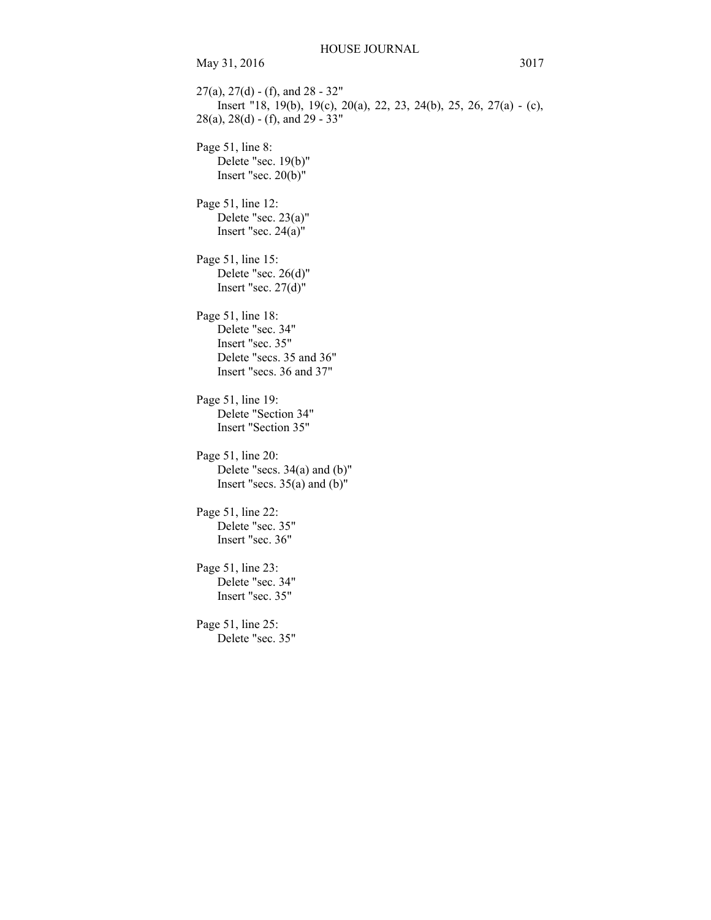27(a), 27(d) - (f), and 28 - 32"

Insert "18, 19(b), 19(c), 20(a), 22, 23, 24(b), 25, 26, 27(a) - (c), 28(a), 28(d) - (f), and 29 - 33"

Page 51, line 8:

Delete "sec. 19(b)"
Insert "sec. 20(b)"

Page 51, line 12:

Delete "sec. 23(a)"
Insert "sec. 24(a)"

Page 51, line 15:

Delete "sec. 26(d)"
Insert "sec. 27(d)"

Page 51, line 18:

Delete "sec. 34"
Insert "sec. 35"
Delete "secs. 35 and 36"
Insert "secs. 36 and 37"

Page 51, line 19:

Delete "Section 34"
Insert "Section 35"

Page 51, line 20:

Delete "secs. 34(a) and (b)"
Insert "secs. 35(a) and (b)"

Page 51, line 22:

Delete "sec. 35"
Insert "sec. 36"

Page 51, line 23:

Delete "sec. 34"
Insert "sec. 35"

Page 51, line 25:

Delete "sec. 35"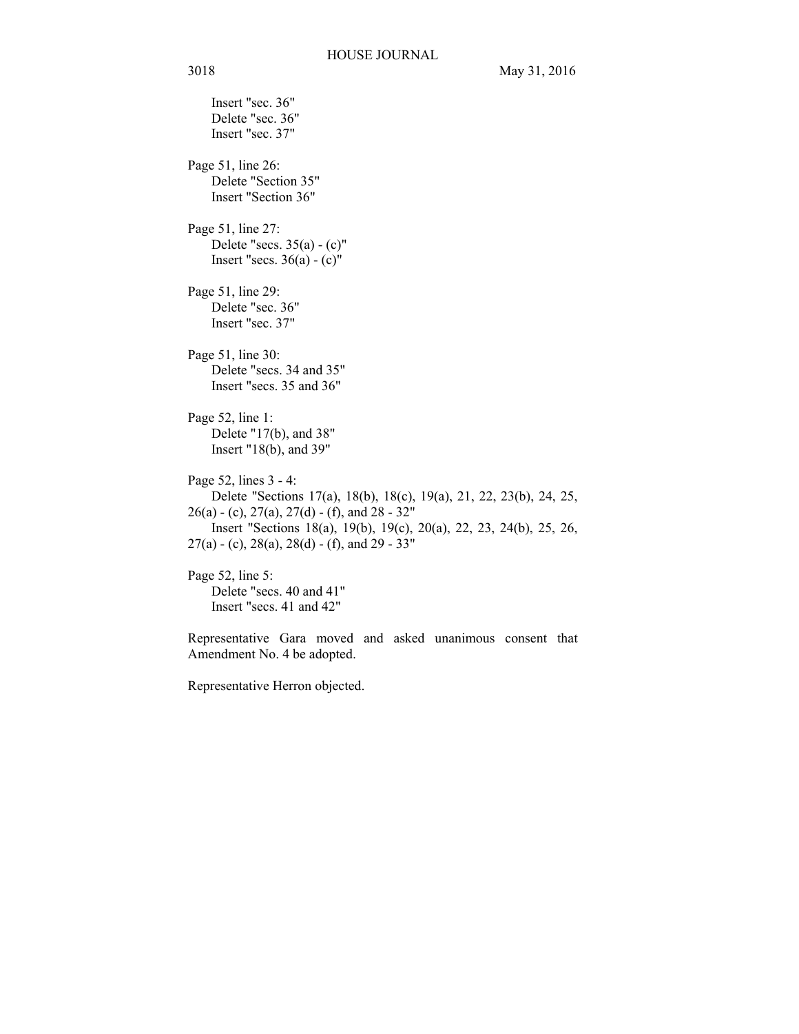Insert "sec. 36"  
Delete "sec. 36"  
Insert "sec. 37"

Page 51, line 26:  
Delete "Section 35"  
Insert "Section 36"

Page 51, line 27:  
Delete "secs. 35(a) - (c)"  
Insert "secs. 36(a) - (c)"

Page 51, line 29:  
Delete "sec. 36"  
Insert "sec. 37"

Page 51, line 30:  
Delete "secs. 34 and 35"  
Insert "secs. 35 and 36"

Page 52, line 1:  
Delete "17(b), and 38"  
Insert "18(b), and 39"

Page 52, lines 3 - 4:  
Delete "Sections 17(a), 18(b), 18(c), 19(a), 21, 22, 23(b), 24, 25, 26(a) - (c), 27(a), 27(d) - (f), and 28 - 32"  
Insert "Sections 18(a), 19(b), 19(c), 20(a), 22, 23, 24(b), 25, 26, 27(a) - (c), 28(a), 28(d) - (f), and 29 - 33"

Page 52, line 5:  
Delete "secs. 40 and 41"  
Insert "secs. 41 and 42"

Representative Gara moved and asked unanimous consent that Amendment No. 4 be adopted.

Representative Herron objected.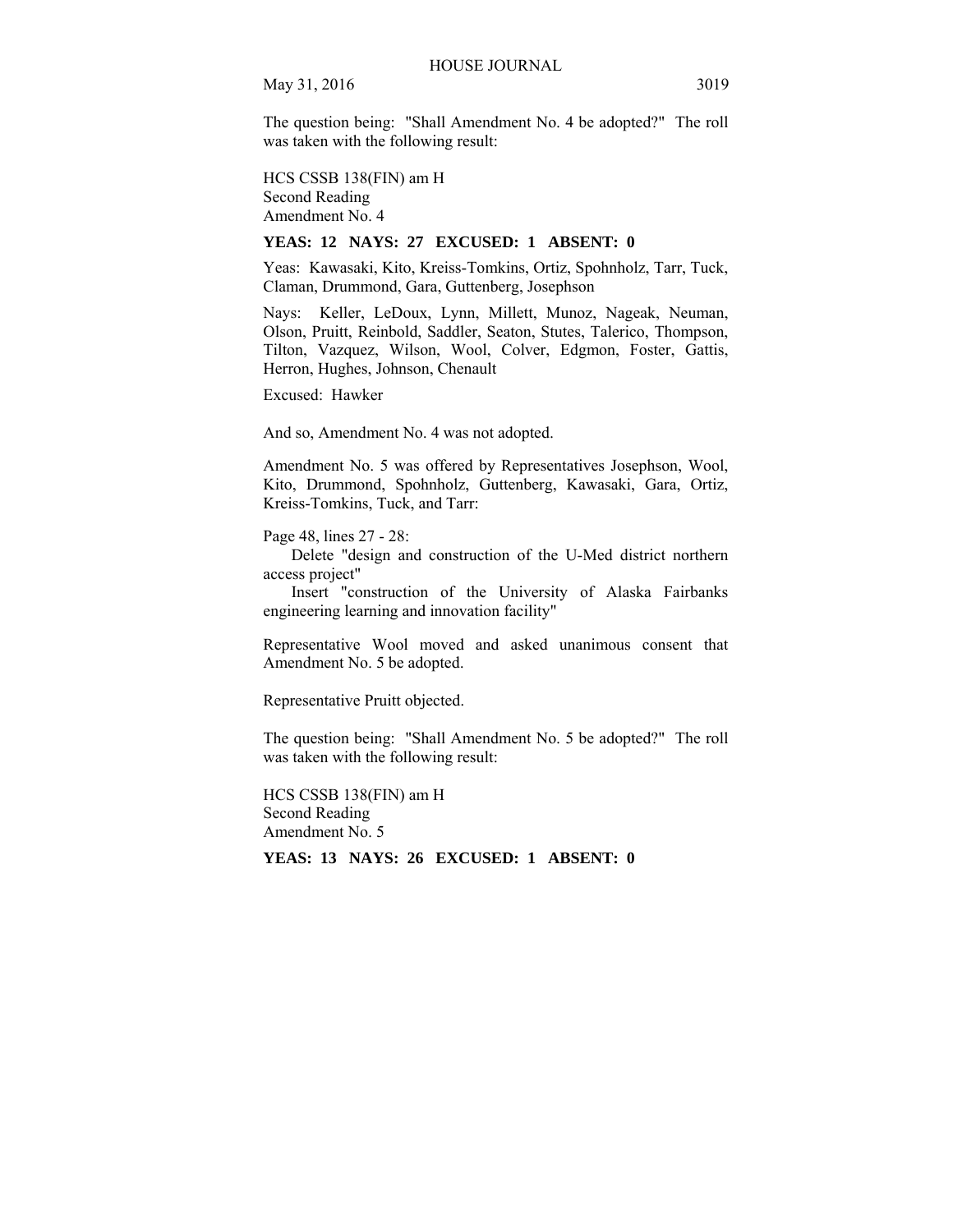The question being: "Shall Amendment No. 4 be adopted?" The roll was taken with the following result:

HCS CSSB 138(FIN) am H
Second Reading
Amendment No. 4

**YEAS: 12 NAYS: 27 EXCUSED: 1 ABSENT: 0**

Yeas: Kawasaki, Kito, Kreiss-Tomkins, Ortiz, Spohnholz, Tarr, Tuck, Claman, Drummond, Gara, Guttenberg, Josephson

Nays: Keller, LeDoux, Lynn, Millett, Munoz, Nageak, Neuman, Olson, Pruitt, Reinbold, Saddler, Seaton, Stutes, Talerico, Thompson, Tilton, Vazquez, Wilson, Wool, Colver, Edgmon, Foster, Gattis, Herron, Hughes, Johnson, Chenault

Excused: Hawker

And so, Amendment No. 4 was not adopted.

Amendment No. 5 was offered by Representatives Josephson, Wool, Kito, Drummond, Spohnholz, Guttenberg, Kawasaki, Gara, Ortiz, Kreiss-Tomkins, Tuck, and Tarr:

Page 48, lines 27 - 28:
Delete "design and construction of the U-Med district northern access project"
Insert "construction of the University of Alaska Fairbanks engineering learning and innovation facility"

Representative Wool moved and asked unanimous consent that Amendment No. 5 be adopted.

Representative Pruitt objected.

The question being: "Shall Amendment No. 5 be adopted?" The roll was taken with the following result:

HCS CSSB 138(FIN) am H
Second Reading
Amendment No. 5

**YEAS: 13 NAYS: 26 EXCUSED: 1 ABSENT: 0**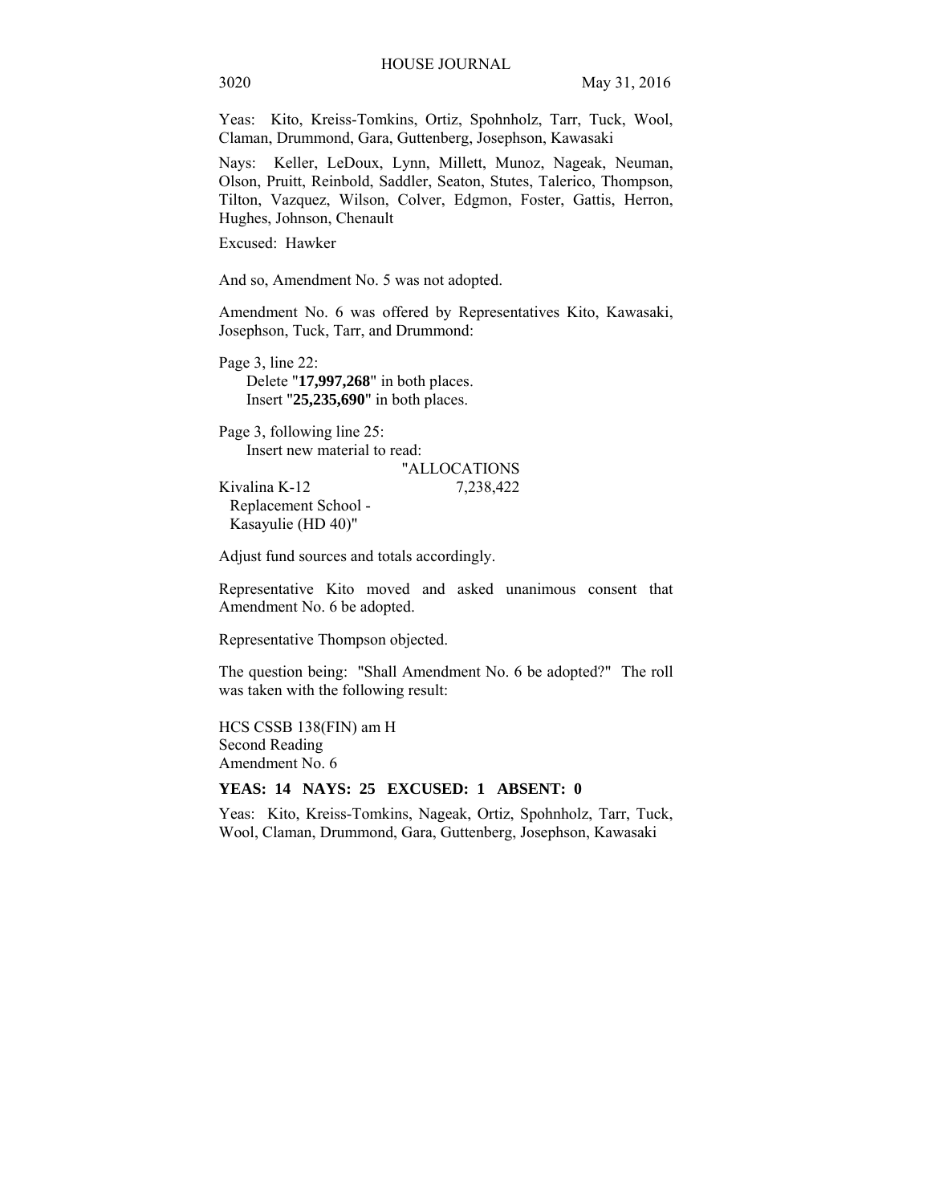Yeas: Kito, Kreiss-Tomkins, Ortiz, Spohnholz, Tarr, Tuck, Wool, Claman, Drummond, Gara, Guttenberg, Josephson, Kawasaki

Nays: Keller, LeDoux, Lynn, Millett, Munoz, Nageak, Neuman, Olson, Pruitt, Reinbold, Saddler, Seaton, Stutes, Talerico, Thompson, Tilton, Vazquez, Wilson, Colver, Edgmon, Foster, Gattis, Herron, Hughes, Johnson, Chenault

Excused: Hawker

And so, Amendment No. 5 was not adopted.

Amendment No. 6 was offered by Representatives Kito, Kawasaki, Josephson, Tuck, Tarr, and Drummond:

Page 3, line 22:
Delete "**17,997,268**" in both places.
Insert "**25,235,690**" in both places.

Page 3, following line 25:
Insert new material to read:

| | "ALLOCATIONS |
|---|---|
| Kivalina K-12 Replacement School - Kasayulie (HD 40)" | 7,238,422 |

Adjust fund sources and totals accordingly.

Representative Kito moved and asked unanimous consent that Amendment No. 6 be adopted.

Representative Thompson objected.

The question being: "Shall Amendment No. 6 be adopted?" The roll was taken with the following result:

HCS CSSB 138(FIN) am H
Second Reading
Amendment No. 6

**YEAS: 14 NAYS: 25 EXCUSED: 1 ABSENT: 0**

Yeas: Kito, Kreiss-Tomkins, Nageak, Ortiz, Spohnholz, Tarr, Tuck, Wool, Claman, Drummond, Gara, Guttenberg, Josephson, Kawasaki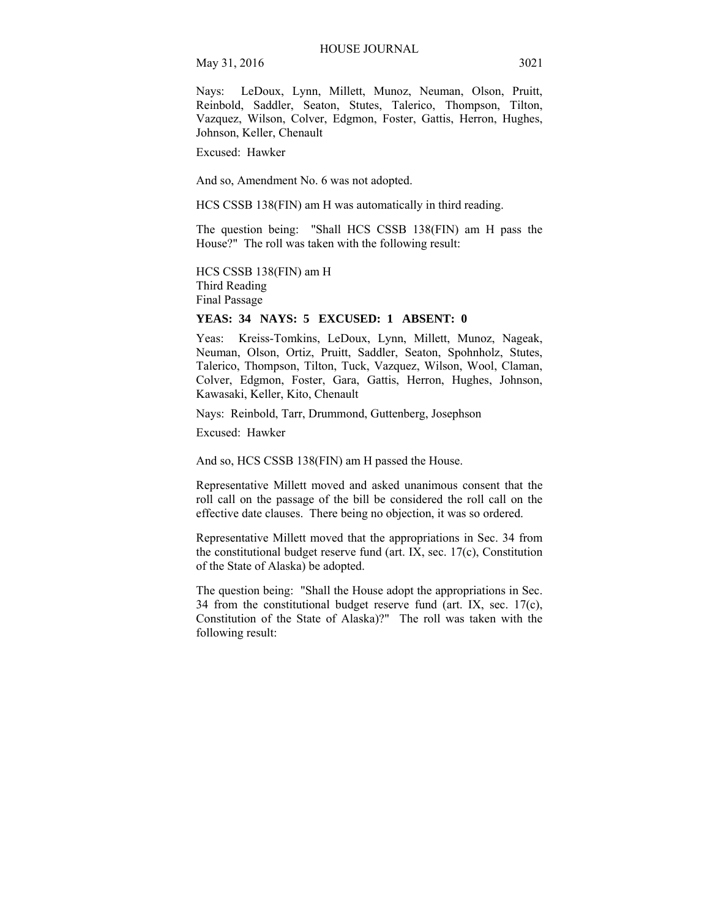Nays: LeDoux, Lynn, Millett, Munoz, Neuman, Olson, Pruitt, Reinbold, Saddler, Seaton, Stutes, Talerico, Thompson, Tilton, Vazquez, Wilson, Colver, Edgmon, Foster, Gattis, Herron, Hughes, Johnson, Keller, Chenault

Excused: Hawker

And so, Amendment No. 6 was not adopted.

HCS CSSB 138(FIN) am H was automatically in third reading.

The question being: "Shall HCS CSSB 138(FIN) am H pass the House?" The roll was taken with the following result:

HCS CSSB 138(FIN) am H
Third Reading
Final Passage

**YEAS: 34 NAYS: 5 EXCUSED: 1 ABSENT: 0**

Yeas: Kreiss-Tomkins, LeDoux, Lynn, Millett, Munoz, Nageak, Neuman, Olson, Ortiz, Pruitt, Saddler, Seaton, Spohnholz, Stutes, Talerico, Thompson, Tilton, Tuck, Vazquez, Wilson, Wool, Claman, Colver, Edgmon, Foster, Gara, Gattis, Herron, Hughes, Johnson, Kawasaki, Keller, Kito, Chenault

Nays: Reinbold, Tarr, Drummond, Guttenberg, Josephson

Excused: Hawker

And so, HCS CSSB 138(FIN) am H passed the House.

Representative Millett moved and asked unanimous consent that the roll call on the passage of the bill be considered the roll call on the effective date clauses. There being no objection, it was so ordered.

Representative Millett moved that the appropriations in Sec. 34 from the constitutional budget reserve fund (art. IX, sec. 17(c), Constitution of the State of Alaska) be adopted.

The question being: "Shall the House adopt the appropriations in Sec. 34 from the constitutional budget reserve fund (art. IX, sec. 17(c), Constitution of the State of Alaska)?" The roll was taken with the following result: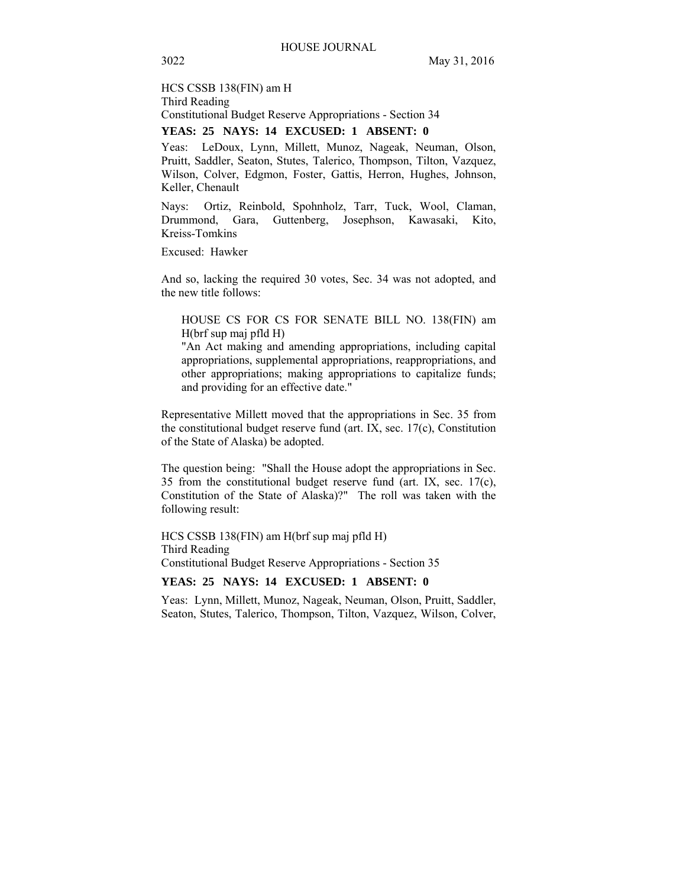HCS CSSB 138(FIN) am H
Third Reading
Constitutional Budget Reserve Appropriations - Section 34

**YEAS: 25 NAYS: 14 EXCUSED: 1 ABSENT: 0**

Yeas: LeDoux, Lynn, Millett, Munoz, Nageak, Neuman, Olson, Pruitt, Saddler, Seaton, Stutes, Talerico, Thompson, Tilton, Vazquez, Wilson, Colver, Edgmon, Foster, Gattis, Herron, Hughes, Johnson, Keller, Chenault

Nays: Ortiz, Reinbold, Spohnholz, Tarr, Tuck, Wool, Claman, Drummond, Gara, Guttenberg, Josephson, Kawasaki, Kito, Kreiss-Tomkins

Excused: Hawker

And so, lacking the required 30 votes, Sec. 34 was not adopted, and the new title follows:

> HOUSE CS FOR CS FOR SENATE BILL NO. 138(FIN) am H(brf sup maj pfld H)
> "An Act making and amending appropriations, including capital appropriations, supplemental appropriations, reappropriations, and other appropriations; making appropriations to capitalize funds; and providing for an effective date."

Representative Millett moved that the appropriations in Sec. 35 from the constitutional budget reserve fund (art. IX, sec. 17(c), Constitution of the State of Alaska) be adopted.

The question being: "Shall the House adopt the appropriations in Sec. 35 from the constitutional budget reserve fund (art. IX, sec. 17(c), Constitution of the State of Alaska)?" The roll was taken with the following result:

HCS CSSB 138(FIN) am H(brf sup maj pfld H)
Third Reading
Constitutional Budget Reserve Appropriations - Section 35

**YEAS: 25 NAYS: 14 EXCUSED: 1 ABSENT: 0**

Yeas: Lynn, Millett, Munoz, Nageak, Neuman, Olson, Pruitt, Saddler, Seaton, Stutes, Talerico, Thompson, Tilton, Vazquez, Wilson, Colver,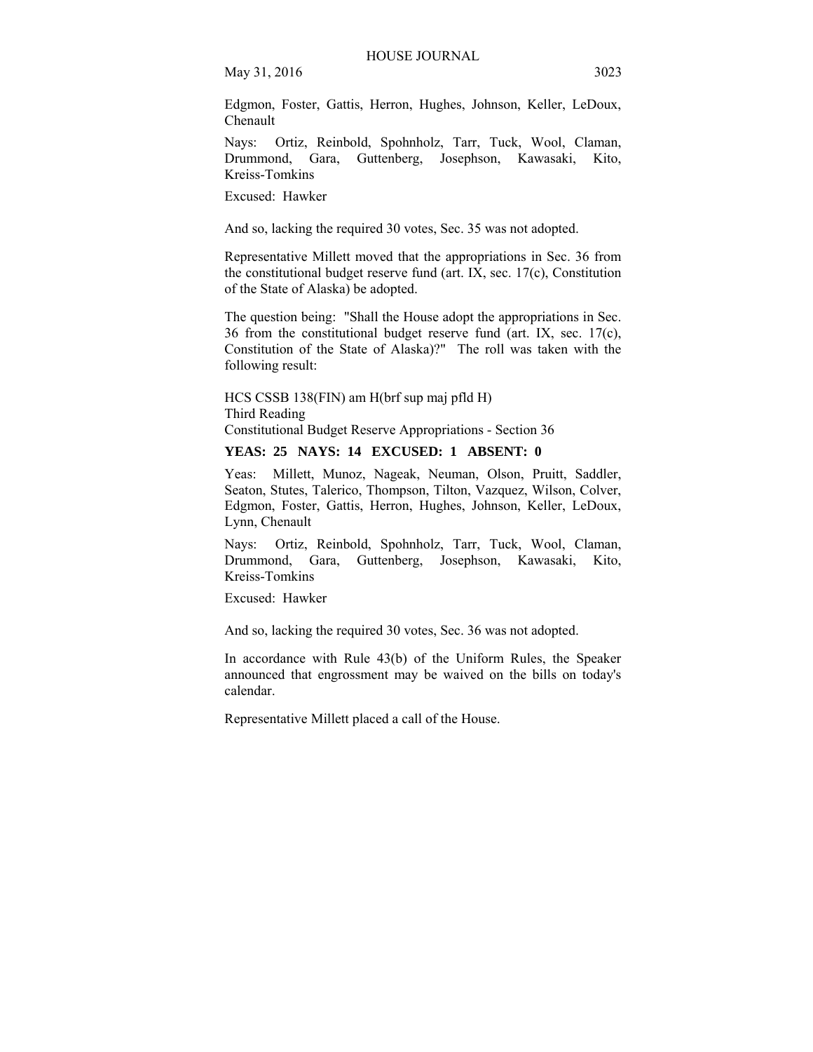Edgmon, Foster, Gattis, Herron, Hughes, Johnson, Keller, LeDoux, Chenault

Nays: Ortiz, Reinbold, Spohnholz, Tarr, Tuck, Wool, Claman, Drummond, Gara, Guttenberg, Josephson, Kawasaki, Kito, Kreiss-Tomkins

Excused: Hawker

And so, lacking the required 30 votes, Sec. 35 was not adopted.

Representative Millett moved that the appropriations in Sec. 36 from the constitutional budget reserve fund (art. IX, sec. 17(c), Constitution of the State of Alaska) be adopted.

The question being: "Shall the House adopt the appropriations in Sec. 36 from the constitutional budget reserve fund (art. IX, sec. 17(c), Constitution of the State of Alaska)?" The roll was taken with the following result:

HCS CSSB 138(FIN) am H(brf sup maj pfld H)
Third Reading
Constitutional Budget Reserve Appropriations - Section 36

**YEAS: 25 NAYS: 14 EXCUSED: 1 ABSENT: 0**

Yeas: Millett, Munoz, Nageak, Neuman, Olson, Pruitt, Saddler, Seaton, Stutes, Talerico, Thompson, Tilton, Vazquez, Wilson, Colver, Edgmon, Foster, Gattis, Herron, Hughes, Johnson, Keller, LeDoux, Lynn, Chenault

Nays: Ortiz, Reinbold, Spohnholz, Tarr, Tuck, Wool, Claman, Drummond, Gara, Guttenberg, Josephson, Kawasaki, Kito, Kreiss-Tomkins

Excused: Hawker

And so, lacking the required 30 votes, Sec. 36 was not adopted.

In accordance with Rule 43(b) of the Uniform Rules, the Speaker announced that engrossment may be waived on the bills on today's calendar.

Representative Millett placed a call of the House.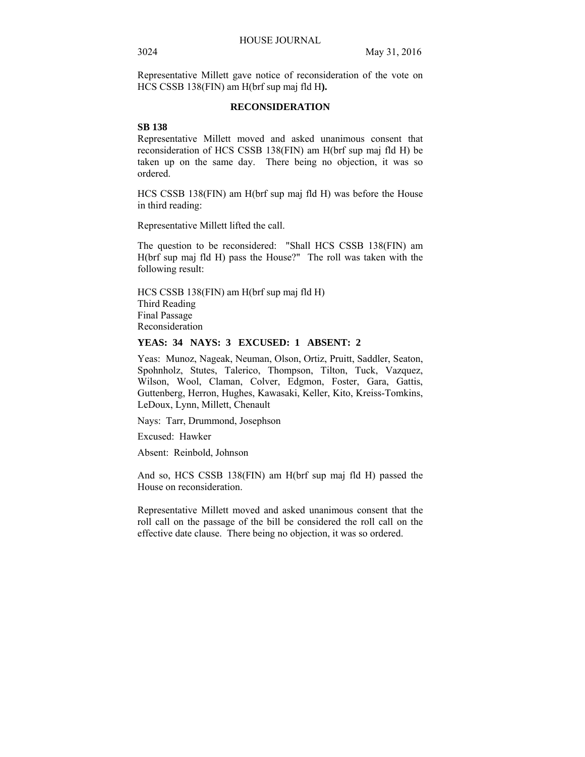Representative Millett gave notice of reconsideration of the vote on HCS CSSB 138(FIN) am H(brf sup maj fld H**).**

## RECONSIDERATION

**SB 138**

Representative Millett moved and asked unanimous consent that reconsideration of HCS CSSB 138(FIN) am H(brf sup maj fld H) be taken up on the same day. There being no objection, it was so ordered.

HCS CSSB 138(FIN) am H(brf sup maj fld H) was before the House in third reading:

Representative Millett lifted the call.

The question to be reconsidered: "Shall HCS CSSB 138(FIN) am H(brf sup maj fld H) pass the House?" The roll was taken with the following result:

HCS CSSB 138(FIN) am H(brf sup maj fld H)
Third Reading
Final Passage
Reconsideration

**YEAS: 34 NAYS: 3 EXCUSED: 1 ABSENT: 2**

Yeas: Munoz, Nageak, Neuman, Olson, Ortiz, Pruitt, Saddler, Seaton, Spohnholz, Stutes, Talerico, Thompson, Tilton, Tuck, Vazquez, Wilson, Wool, Claman, Colver, Edgmon, Foster, Gara, Gattis, Guttenberg, Herron, Hughes, Kawasaki, Keller, Kito, Kreiss-Tomkins, LeDoux, Lynn, Millett, Chenault

Nays: Tarr, Drummond, Josephson

Excused: Hawker

Absent: Reinbold, Johnson

And so, HCS CSSB 138(FIN) am H(brf sup maj fld H) passed the House on reconsideration.

Representative Millett moved and asked unanimous consent that the roll call on the passage of the bill be considered the roll call on the effective date clause. There being no objection, it was so ordered.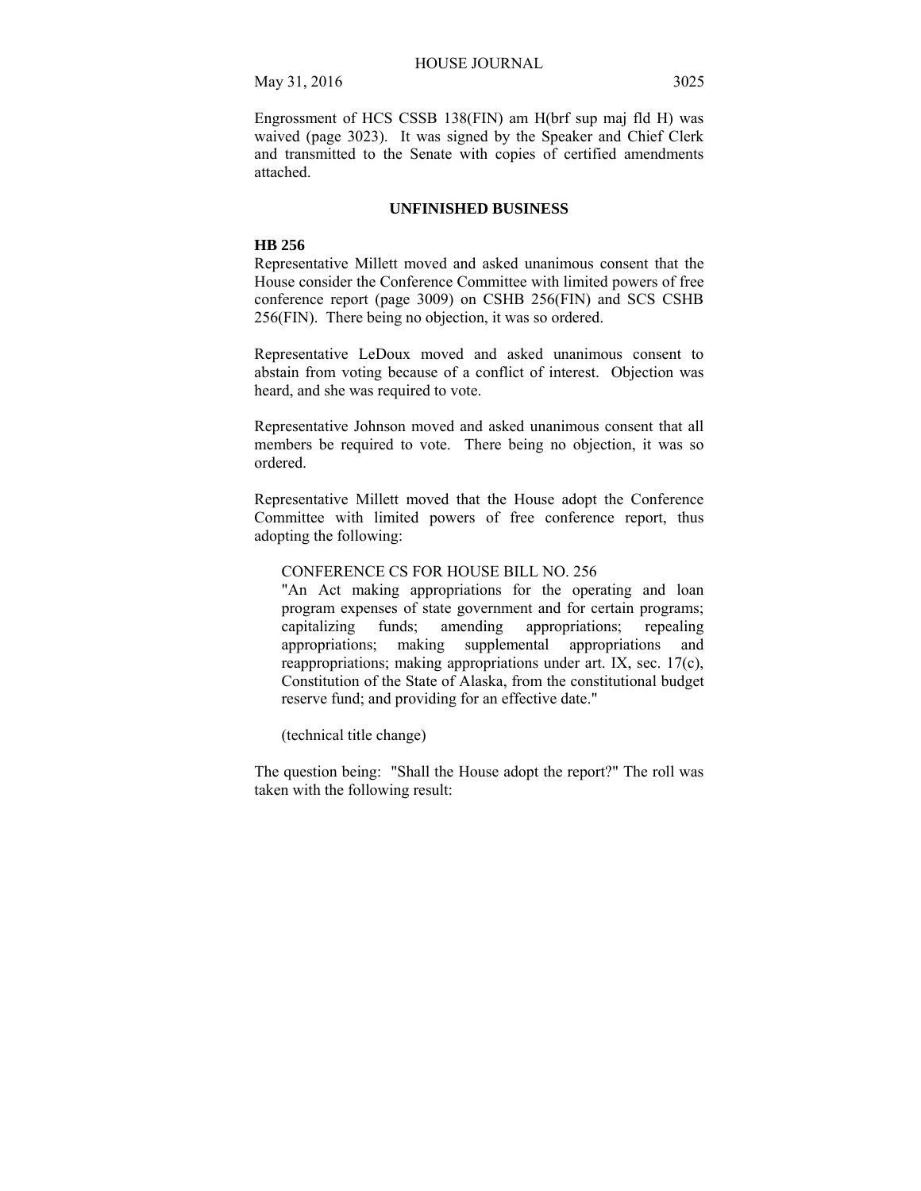Engrossment of HCS CSSB 138(FIN) am H(brf sup maj fld H) was waived (page 3023). It was signed by the Speaker and Chief Clerk and transmitted to the Senate with copies of certified amendments attached.

## UNFINISHED BUSINESS

**HB 256**

Representative Millett moved and asked unanimous consent that the House consider the Conference Committee with limited powers of free conference report (page 3009) on CSHB 256(FIN) and SCS CSHB 256(FIN). There being no objection, it was so ordered.

Representative LeDoux moved and asked unanimous consent to abstain from voting because of a conflict of interest. Objection was heard, and she was required to vote.

Representative Johnson moved and asked unanimous consent that all members be required to vote. There being no objection, it was so ordered.

Representative Millett moved that the House adopt the Conference Committee with limited powers of free conference report, thus adopting the following:

> CONFERENCE CS FOR HOUSE BILL NO. 256
> "An Act making appropriations for the operating and loan program expenses of state government and for certain programs; capitalizing funds; amending appropriations; repealing appropriations; making supplemental appropriations and reappropriations; making appropriations under art. IX, sec. 17(c), Constitution of the State of Alaska, from the constitutional budget reserve fund; and providing for an effective date."
>
> (technical title change)

The question being: "Shall the House adopt the report?" The roll was taken with the following result: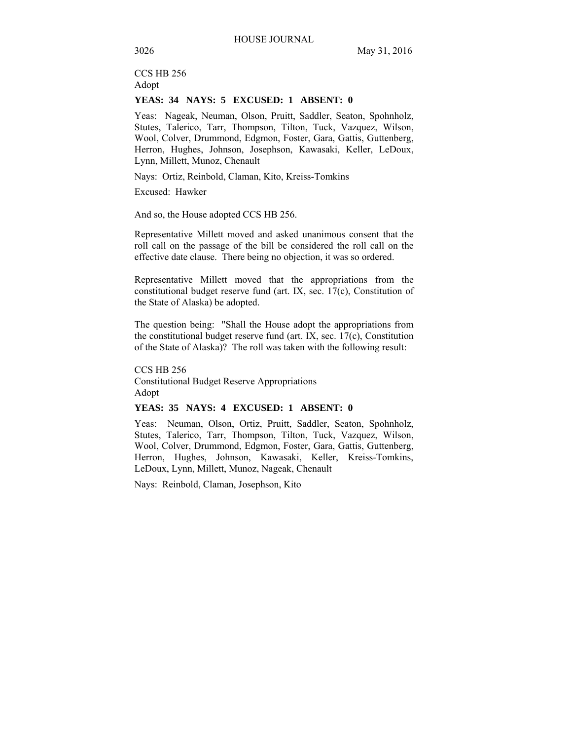CCS HB 256
Adopt

**YEAS: 34 NAYS: 5 EXCUSED: 1 ABSENT: 0**

Yeas: Nageak, Neuman, Olson, Pruitt, Saddler, Seaton, Spohnholz, Stutes, Talerico, Tarr, Thompson, Tilton, Tuck, Vazquez, Wilson, Wool, Colver, Drummond, Edgmon, Foster, Gara, Gattis, Guttenberg, Herron, Hughes, Johnson, Josephson, Kawasaki, Keller, LeDoux, Lynn, Millett, Munoz, Chenault

Nays: Ortiz, Reinbold, Claman, Kito, Kreiss-Tomkins

Excused: Hawker

And so, the House adopted CCS HB 256.

Representative Millett moved and asked unanimous consent that the roll call on the passage of the bill be considered the roll call on the effective date clause. There being no objection, it was so ordered.

Representative Millett moved that the appropriations from the constitutional budget reserve fund (art. IX, sec. 17(c), Constitution of the State of Alaska) be adopted.

The question being: "Shall the House adopt the appropriations from the constitutional budget reserve fund (art. IX, sec. 17(c), Constitution of the State of Alaska)? The roll was taken with the following result:

CCS HB 256
Constitutional Budget Reserve Appropriations
Adopt

**YEAS: 35 NAYS: 4 EXCUSED: 1 ABSENT: 0**

Yeas: Neuman, Olson, Ortiz, Pruitt, Saddler, Seaton, Spohnholz, Stutes, Talerico, Tarr, Thompson, Tilton, Tuck, Vazquez, Wilson, Wool, Colver, Drummond, Edgmon, Foster, Gara, Gattis, Guttenberg, Herron, Hughes, Johnson, Kawasaki, Keller, Kreiss-Tomkins, LeDoux, Lynn, Millett, Munoz, Nageak, Chenault

Nays: Reinbold, Claman, Josephson, Kito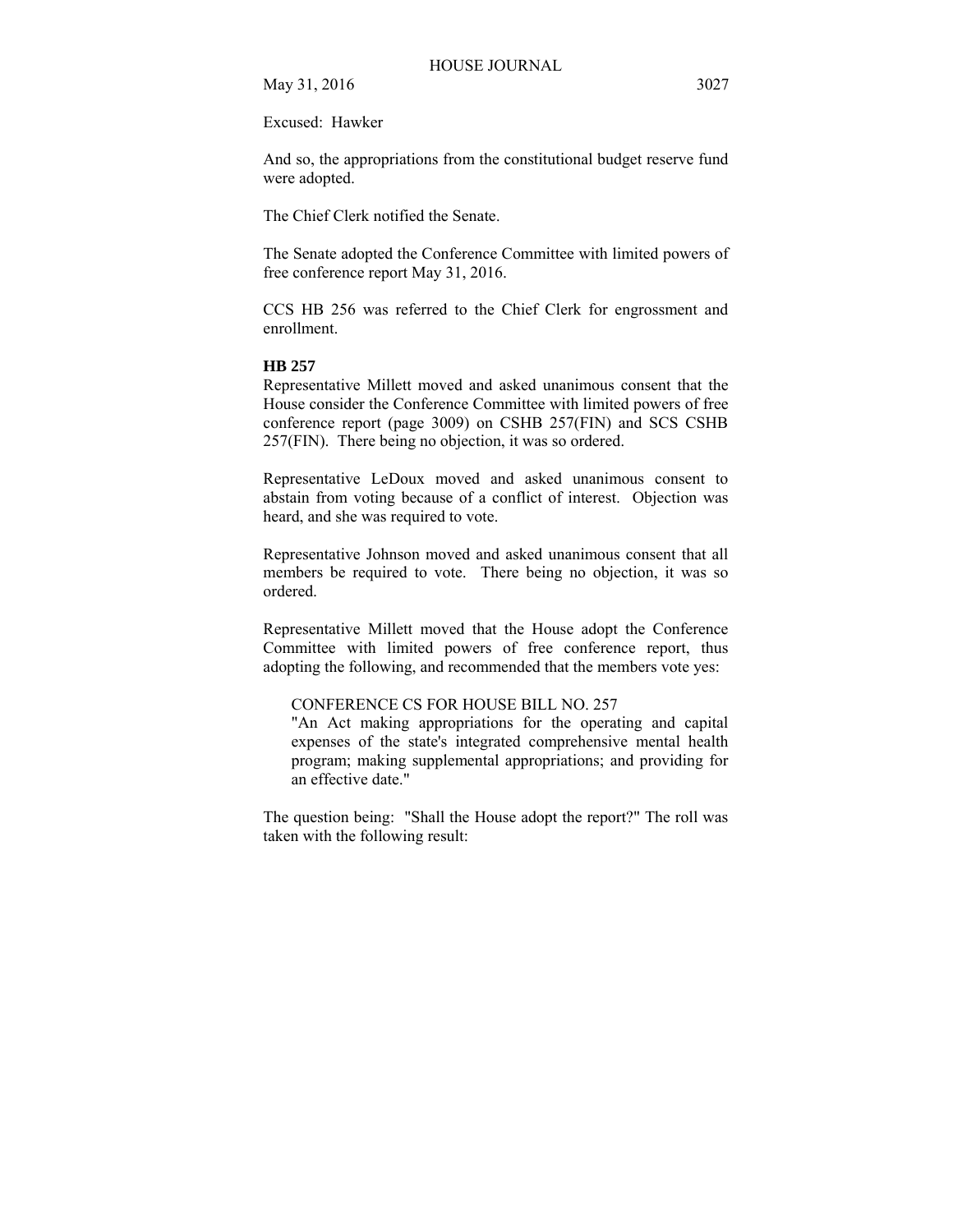Excused: Hawker

And so, the appropriations from the constitutional budget reserve fund were adopted.

The Chief Clerk notified the Senate.

The Senate adopted the Conference Committee with limited powers of free conference report May 31, 2016.

CCS HB 256 was referred to the Chief Clerk for engrossment and enrollment.

**HB 257**

Representative Millett moved and asked unanimous consent that the House consider the Conference Committee with limited powers of free conference report (page 3009) on CSHB 257(FIN) and SCS CSHB 257(FIN). There being no objection, it was so ordered.

Representative LeDoux moved and asked unanimous consent to abstain from voting because of a conflict of interest. Objection was heard, and she was required to vote.

Representative Johnson moved and asked unanimous consent that all members be required to vote. There being no objection, it was so ordered.

Representative Millett moved that the House adopt the Conference Committee with limited powers of free conference report, thus adopting the following, and recommended that the members vote yes:

> CONFERENCE CS FOR HOUSE BILL NO. 257
> "An Act making appropriations for the operating and capital expenses of the state's integrated comprehensive mental health program; making supplemental appropriations; and providing for an effective date."

The question being: "Shall the House adopt the report?" The roll was taken with the following result: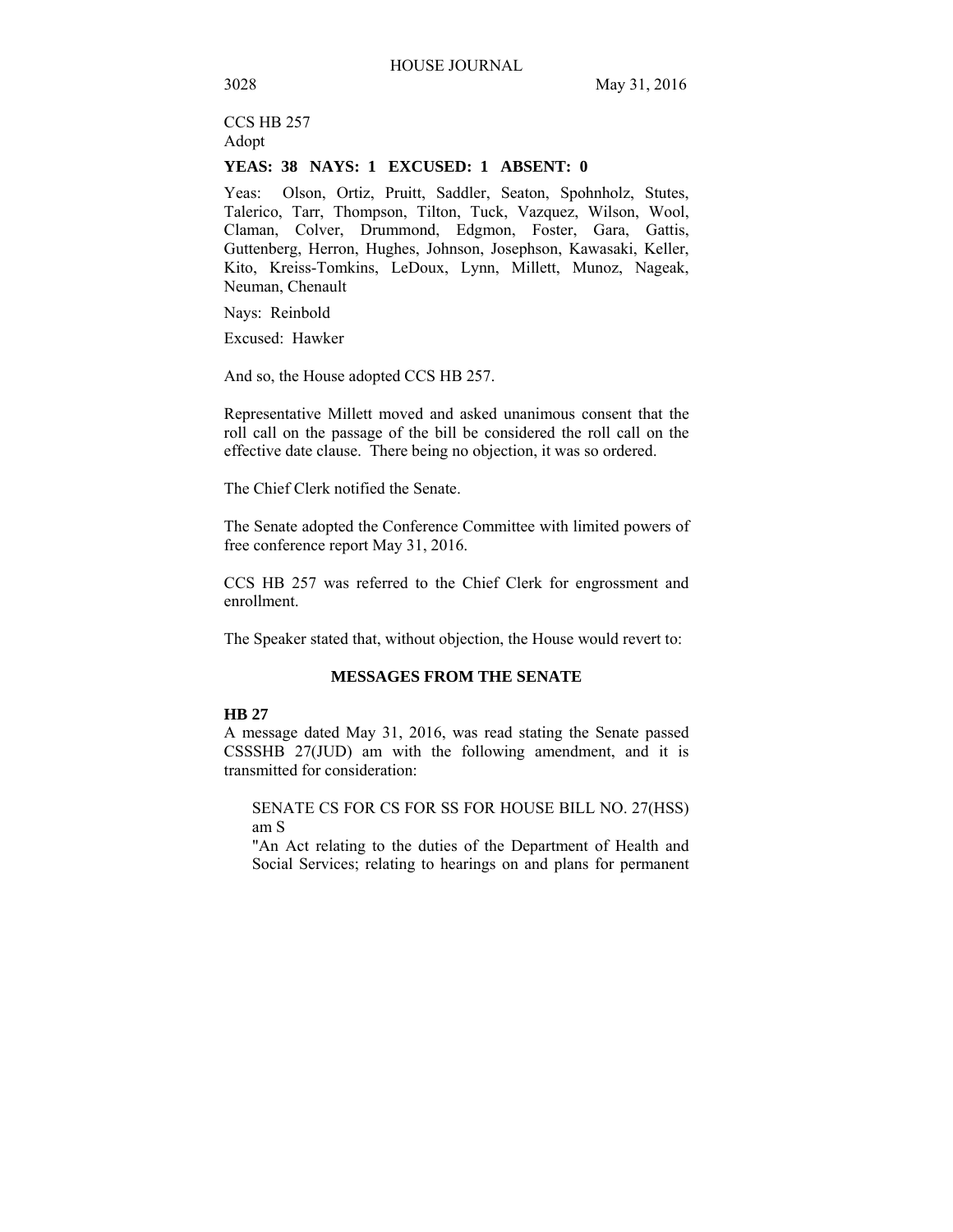CCS HB 257
Adopt

**YEAS: 38 NAYS: 1 EXCUSED: 1 ABSENT: 0**

Yeas: Olson, Ortiz, Pruitt, Saddler, Seaton, Spohnholz, Stutes, Talerico, Tarr, Thompson, Tilton, Tuck, Vazquez, Wilson, Wool, Claman, Colver, Drummond, Edgmon, Foster, Gara, Gattis, Guttenberg, Herron, Hughes, Johnson, Josephson, Kawasaki, Keller, Kito, Kreiss-Tomkins, LeDoux, Lynn, Millett, Munoz, Nageak, Neuman, Chenault

Nays: Reinbold

Excused: Hawker

And so, the House adopted CCS HB 257.

Representative Millett moved and asked unanimous consent that the roll call on the passage of the bill be considered the roll call on the effective date clause. There being no objection, it was so ordered.

The Chief Clerk notified the Senate.

The Senate adopted the Conference Committee with limited powers of free conference report May 31, 2016.

CCS HB 257 was referred to the Chief Clerk for engrossment and enrollment.

The Speaker stated that, without objection, the House would revert to:

## MESSAGES FROM THE SENATE

**HB 27**

A message dated May 31, 2016, was read stating the Senate passed CSSSHB 27(JUD) am with the following amendment, and it is transmitted for consideration:

> SENATE CS FOR CS FOR SS FOR HOUSE BILL NO. 27(HSS) am S
>
> "An Act relating to the duties of the Department of Health and Social Services; relating to hearings on and plans for permanent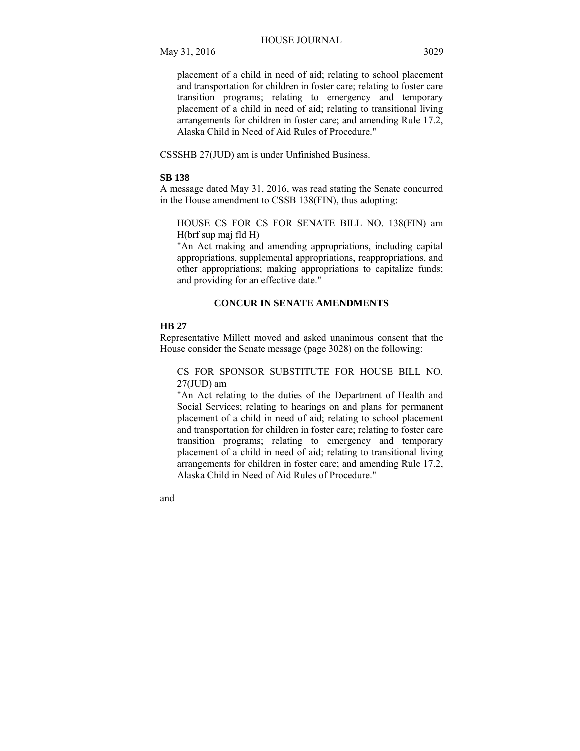placement of a child in need of aid; relating to school placement and transportation for children in foster care; relating to foster care transition programs; relating to emergency and temporary placement of a child in need of aid; relating to transitional living arrangements for children in foster care; and amending Rule 17.2, Alaska Child in Need of Aid Rules of Procedure."

CSSSHB 27(JUD) am is under Unfinished Business.

**SB 138**

A message dated May 31, 2016, was read stating the Senate concurred in the House amendment to CSSB 138(FIN), thus adopting:

> HOUSE CS FOR CS FOR SENATE BILL NO. 138(FIN) am H(brf sup maj fld H)
> "An Act making and amending appropriations, including capital appropriations, supplemental appropriations, reappropriations, and other appropriations; making appropriations to capitalize funds; and providing for an effective date."

## CONCUR IN SENATE AMENDMENTS

**HB 27**

Representative Millett moved and asked unanimous consent that the House consider the Senate message (page 3028) on the following:

> CS FOR SPONSOR SUBSTITUTE FOR HOUSE BILL NO. 27(JUD) am
> "An Act relating to the duties of the Department of Health and Social Services; relating to hearings on and plans for permanent placement of a child in need of aid; relating to school placement and transportation for children in foster care; relating to foster care transition programs; relating to emergency and temporary placement of a child in need of aid; relating to transitional living arrangements for children in foster care; and amending Rule 17.2, Alaska Child in Need of Aid Rules of Procedure."

and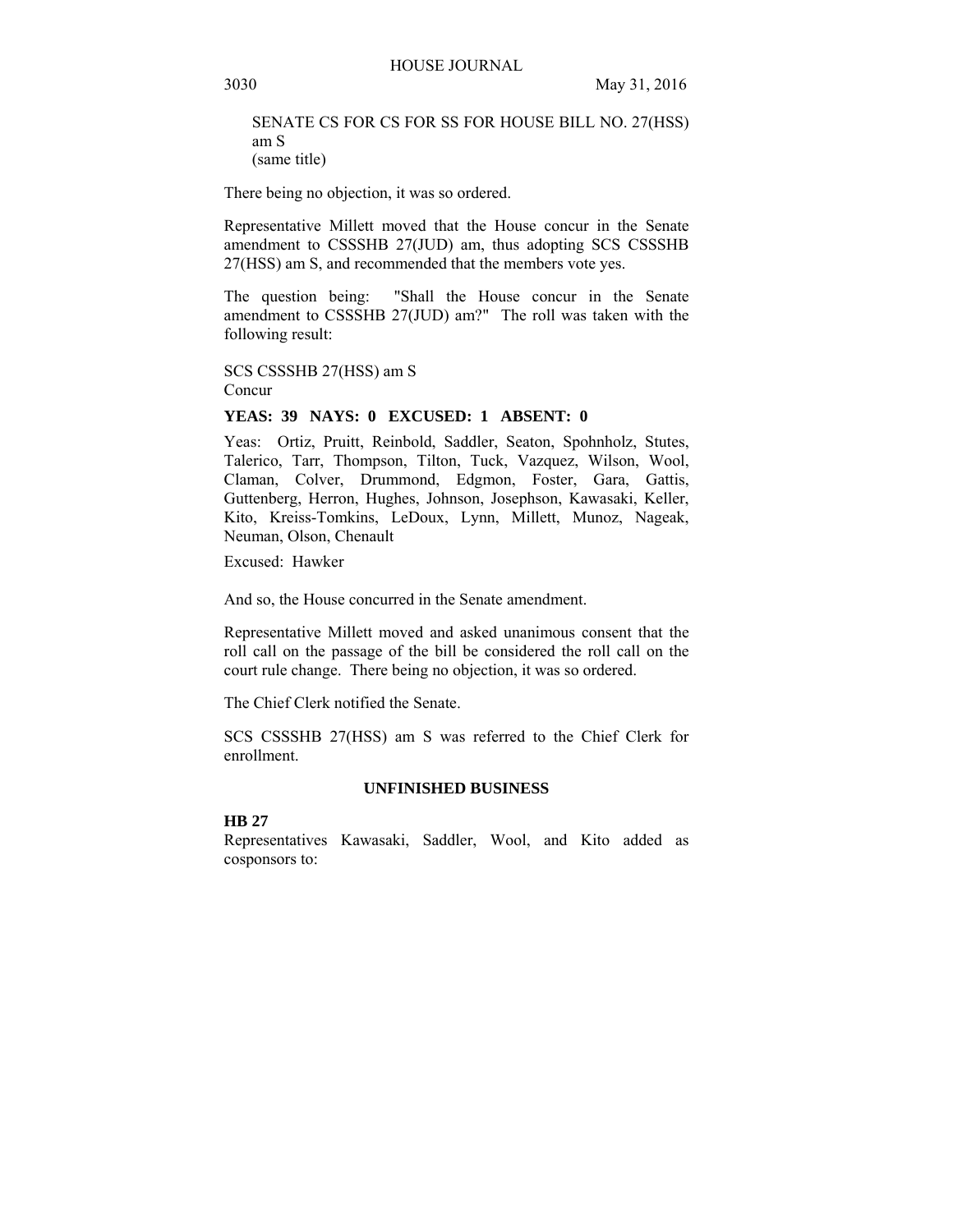SENATE CS FOR CS FOR SS FOR HOUSE BILL NO. 27(HSS) am S
(same title)

There being no objection, it was so ordered.

Representative Millett moved that the House concur in the Senate amendment to CSSSHB 27(JUD) am, thus adopting SCS CSSSHB 27(HSS) am S, and recommended that the members vote yes.

The question being: "Shall the House concur in the Senate amendment to CSSSHB 27(JUD) am?" The roll was taken with the following result:

SCS CSSSHB 27(HSS) am S
Concur

**YEAS: 39 NAYS: 0 EXCUSED: 1 ABSENT: 0**

Yeas: Ortiz, Pruitt, Reinbold, Saddler, Seaton, Spohnholz, Stutes, Talerico, Tarr, Thompson, Tilton, Tuck, Vazquez, Wilson, Wool, Claman, Colver, Drummond, Edgmon, Foster, Gara, Gattis, Guttenberg, Herron, Hughes, Johnson, Josephson, Kawasaki, Keller, Kito, Kreiss-Tomkins, LeDoux, Lynn, Millett, Munoz, Nageak, Neuman, Olson, Chenault

Excused: Hawker

And so, the House concurred in the Senate amendment.

Representative Millett moved and asked unanimous consent that the roll call on the passage of the bill be considered the roll call on the court rule change. There being no objection, it was so ordered.

The Chief Clerk notified the Senate.

SCS CSSSHB 27(HSS) am S was referred to the Chief Clerk for enrollment.

## UNFINISHED BUSINESS

**HB 27**

Representatives Kawasaki, Saddler, Wool, and Kito added as cosponsors to: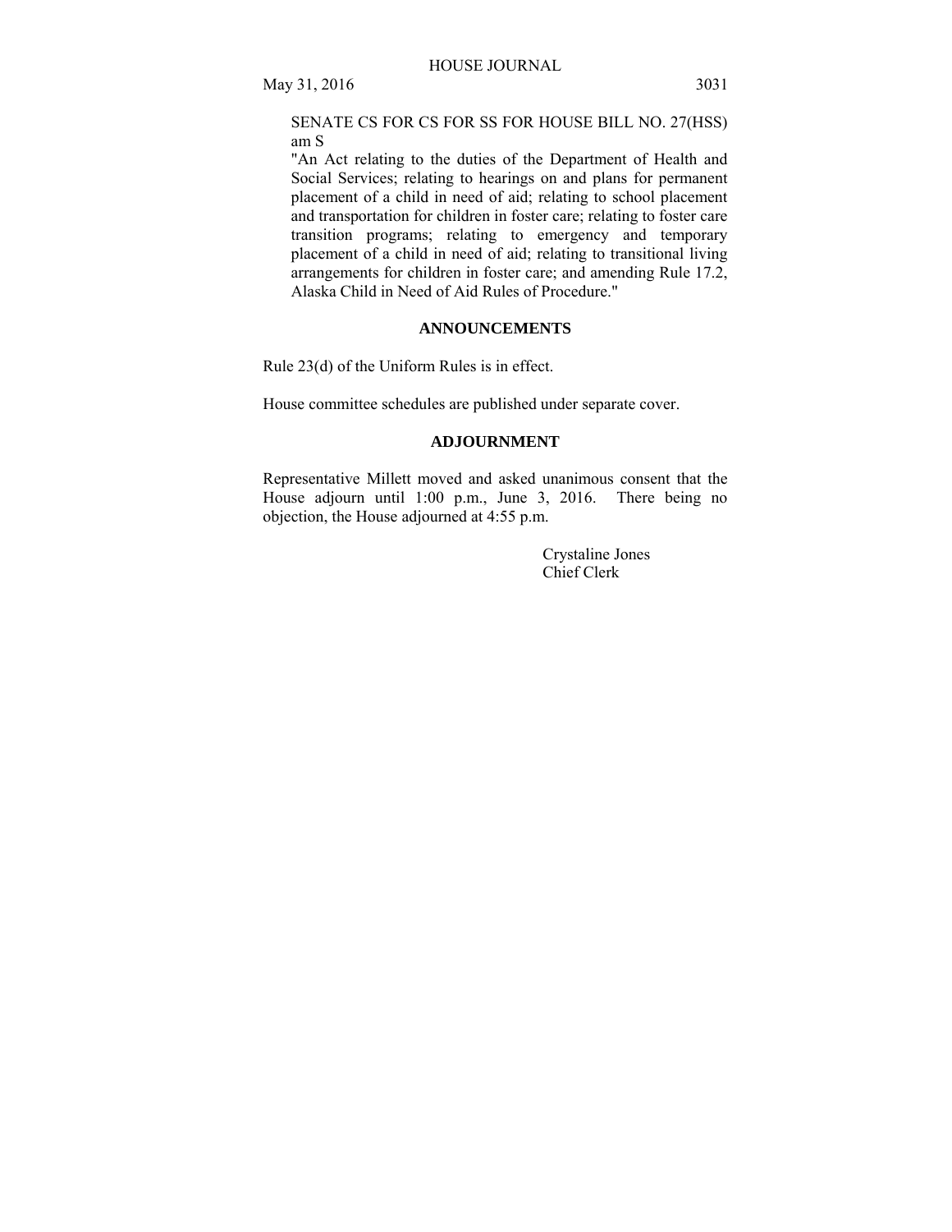SENATE CS FOR CS FOR SS FOR HOUSE BILL NO. 27(HSS) am S

"An Act relating to the duties of the Department of Health and Social Services; relating to hearings on and plans for permanent placement of a child in need of aid; relating to school placement and transportation for children in foster care; relating to foster care transition programs; relating to emergency and temporary placement of a child in need of aid; relating to transitional living arrangements for children in foster care; and amending Rule 17.2, Alaska Child in Need of Aid Rules of Procedure."

## ANNOUNCEMENTS

Rule 23(d) of the Uniform Rules is in effect.

House committee schedules are published under separate cover.

## ADJOURNMENT

Representative Millett moved and asked unanimous consent that the House adjourn until 1:00 p.m., June 3, 2016. There being no objection, the House adjourned at 4:55 p.m.

Crystaline Jones
Chief Clerk